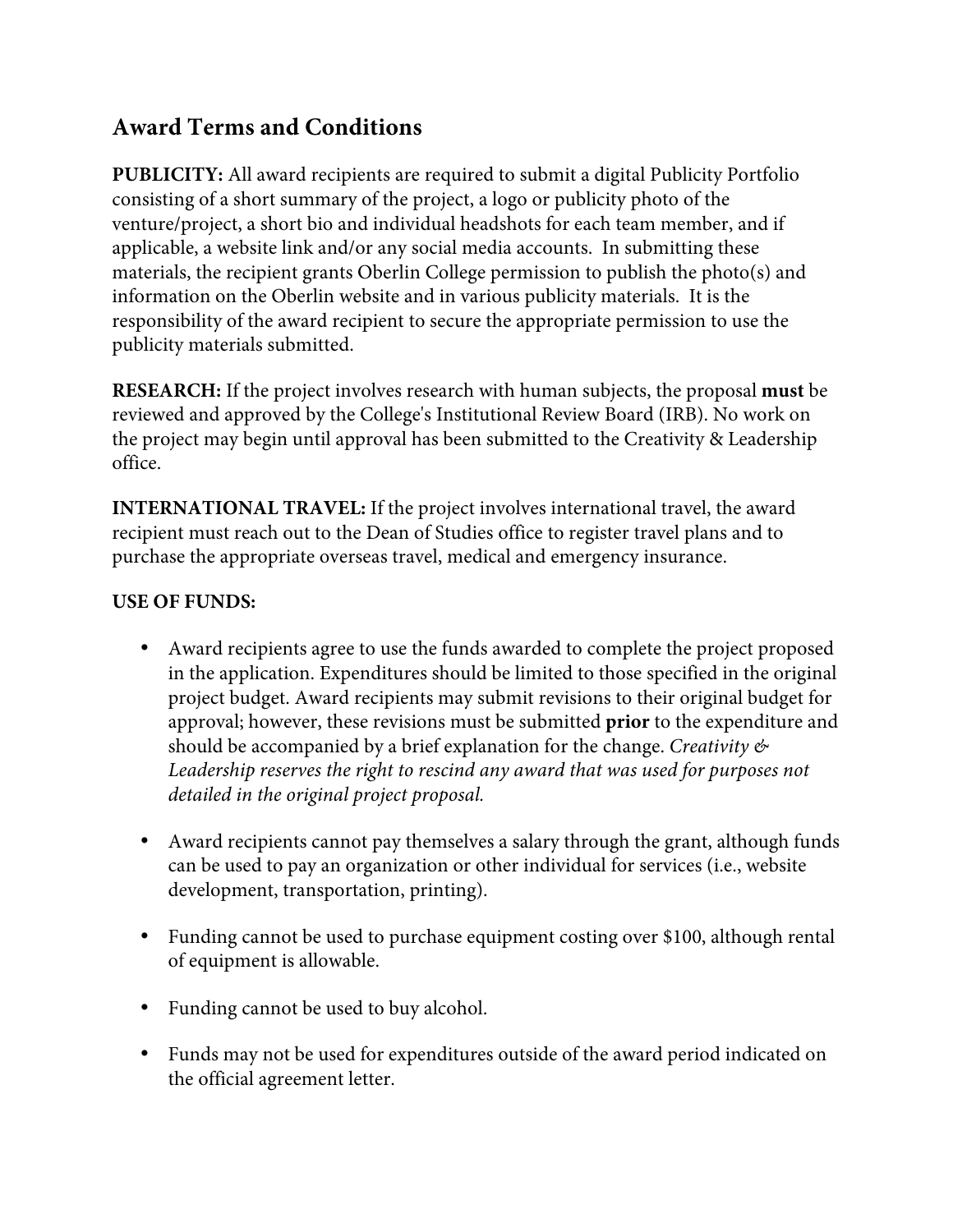## Award Terms and Conditions

**PUBLICITY:** All award recipients are required to submit a digital Publicity Portfolio consisting of a short summary of the project, a logo or publicity photo of the venture/project, a short bio and individual headshots for each team member, and if applicable, a website link and/or any social media accounts. In submitting these materials, the recipient grants Oberlin College permission to publish the photo(s) and information on the Oberlin website and in various publicity materials. It is the responsibility of the award recipient to secure the appropriate permission to use the publicity materials submitted.

**RESEARCH:** If the project involves research with human subjects, the proposal **must** be reviewed and approved by the College's Institutional Review Board (IRB). No work on the project may begin until approval has been submitted to the Creativity & Leadership office.

**INTERNATIONAL TRAVEL:** If the project involves international travel, the award recipient must reach out to the Dean of Studies office to register travel plans and to purchase the appropriate overseas travel, medical and emergency insurance.

**USE OF FUNDS:**

- Award recipients agree to use the funds awarded to complete the project proposed in the application. Expenditures should be limited to those specified in the original project budget. Award recipients may submit revisions to their original budget for approval; however, these revisions must be submitted **prior** to the expenditure and should be accompanied by a brief explanation for the change. *Creativity & Leadership reserves the right to rescind any award that was used for purposes not detailed in the original project proposal.*

- Award recipients cannot pay themselves a salary through the grant, although funds can be used to pay an organization or other individual for services (i.e., website development, transportation, printing).

- Funding cannot be used to purchase equipment costing over $100, although rental of equipment is allowable.

- Funding cannot be used to buy alcohol.

- Funds may not be used for expenditures outside of the award period indicated on the official agreement letter.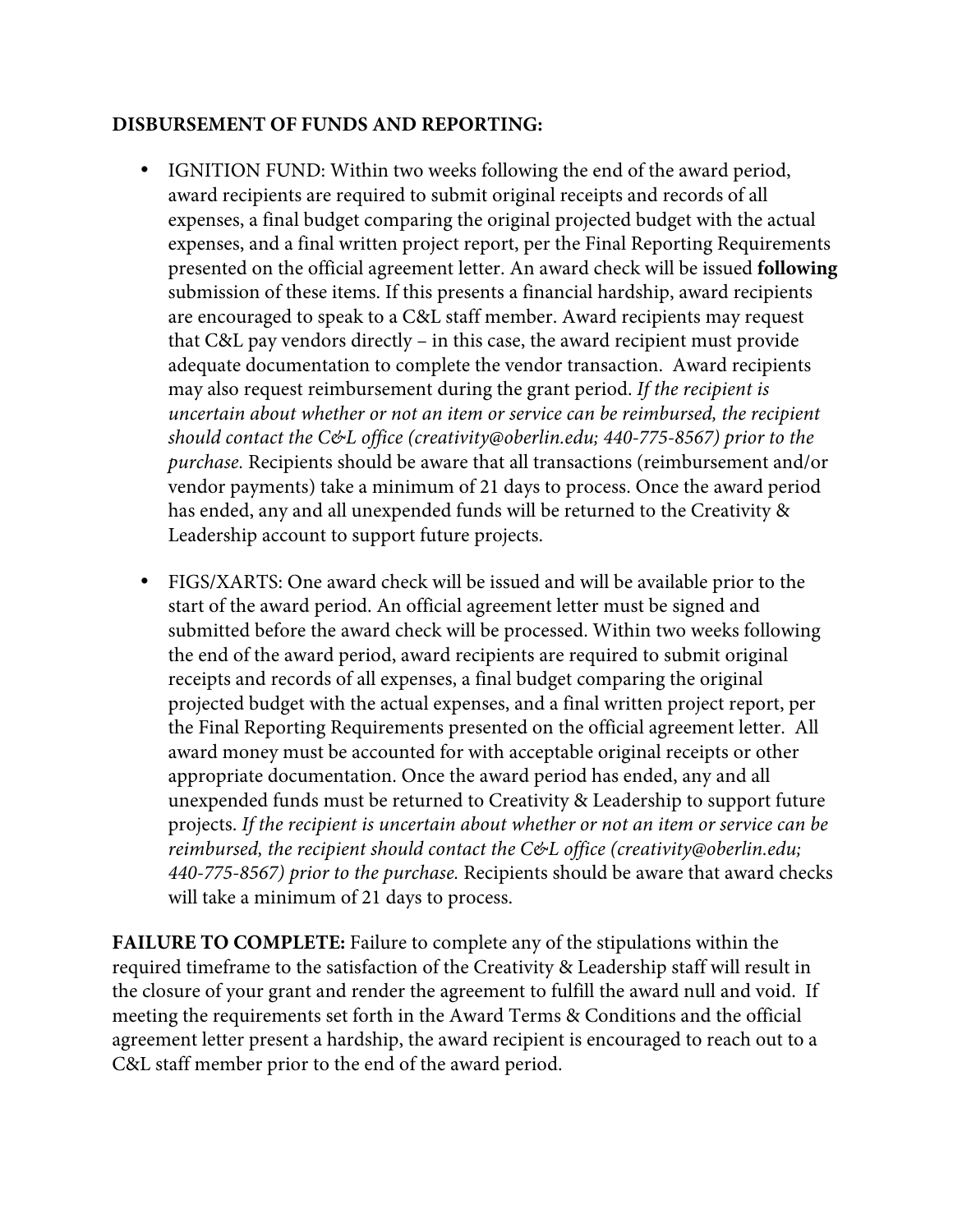**DISBURSEMENT OF FUNDS AND REPORTING:**

- IGNITION FUND: Within two weeks following the end of the award period, award recipients are required to submit original receipts and records of all expenses, a final budget comparing the original projected budget with the actual expenses, and a final written project report, per the Final Reporting Requirements presented on the official agreement letter. An award check will be issued **following** submission of these items. If this presents a financial hardship, award recipients are encouraged to speak to a C&L staff member. Award recipients may request that C&L pay vendors directly – in this case, the award recipient must provide adequate documentation to complete the vendor transaction. Award recipients may also request reimbursement during the grant period. *If the recipient is uncertain about whether or not an item or service can be reimbursed, the recipient should contact the C&L office (creativity@oberlin.edu; 440-775-8567) prior to the purchase.* Recipients should be aware that all transactions (reimbursement and/or vendor payments) take a minimum of 21 days to process. Once the award period has ended, any and all unexpended funds will be returned to the Creativity & Leadership account to support future projects.

- FIGS/XARTS: One award check will be issued and will be available prior to the start of the award period. An official agreement letter must be signed and submitted before the award check will be processed. Within two weeks following the end of the award period, award recipients are required to submit original receipts and records of all expenses, a final budget comparing the original projected budget with the actual expenses, and a final written project report, per the Final Reporting Requirements presented on the official agreement letter. All award money must be accounted for with acceptable original receipts or other appropriate documentation. Once the award period has ended, any and all unexpended funds must be returned to Creativity & Leadership to support future projects. *If the recipient is uncertain about whether or not an item or service can be reimbursed, the recipient should contact the C&L office (creativity@oberlin.edu; 440-775-8567) prior to the purchase.* Recipients should be aware that award checks will take a minimum of 21 days to process.

**FAILURE TO COMPLETE:** Failure to complete any of the stipulations within the required timeframe to the satisfaction of the Creativity & Leadership staff will result in the closure of your grant and render the agreement to fulfill the award null and void. If meeting the requirements set forth in the Award Terms & Conditions and the official agreement letter present a hardship, the award recipient is encouraged to reach out to a C&L staff member prior to the end of the award period.